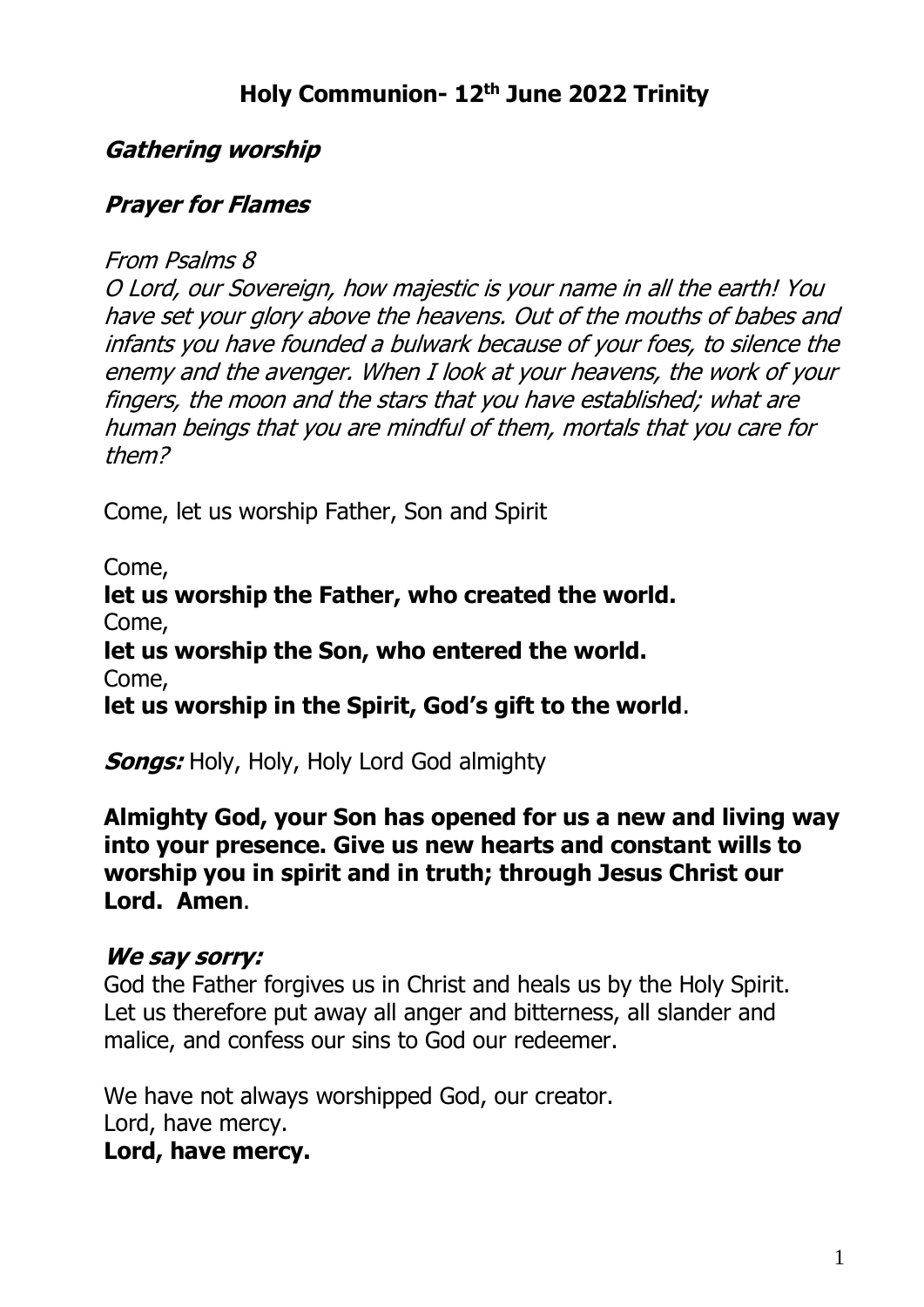# Holy Communion- 12th June 2022 Trinity

## *Gathering worship*

## *Prayer for Flames*

*From Psalms 8*

*O Lord, our Sovereign, how majestic is your name in all the earth! You have set your glory above the heavens. Out of the mouths of babes and infants you have founded a bulwark because of your foes, to silence the enemy and the avenger. When I look at your heavens, the work of your fingers, the moon and the stars that you have established; what are human beings that you are mindful of them, mortals that you care for them?*

Come, let us worship Father, Son and Spirit

Come,
**let us worship the Father, who created the world.**
Come,
**let us worship the Son, who entered the world.**
Come,
**let us worship in the Spirit, God's gift to the world**.

***Songs:*** Holy, Holy, Holy Lord God almighty

**Almighty God, your Son has opened for us a new and living way into your presence. Give us new hearts and constant wills to worship you in spirit and in truth; through Jesus Christ our Lord. Amen**.

### *We say sorry:*

God the Father forgives us in Christ and heals us by the Holy Spirit. Let us therefore put away all anger and bitterness, all slander and malice, and confess our sins to God our redeemer.

We have not always worshipped God, our creator.
Lord, have mercy.
**Lord, have mercy.**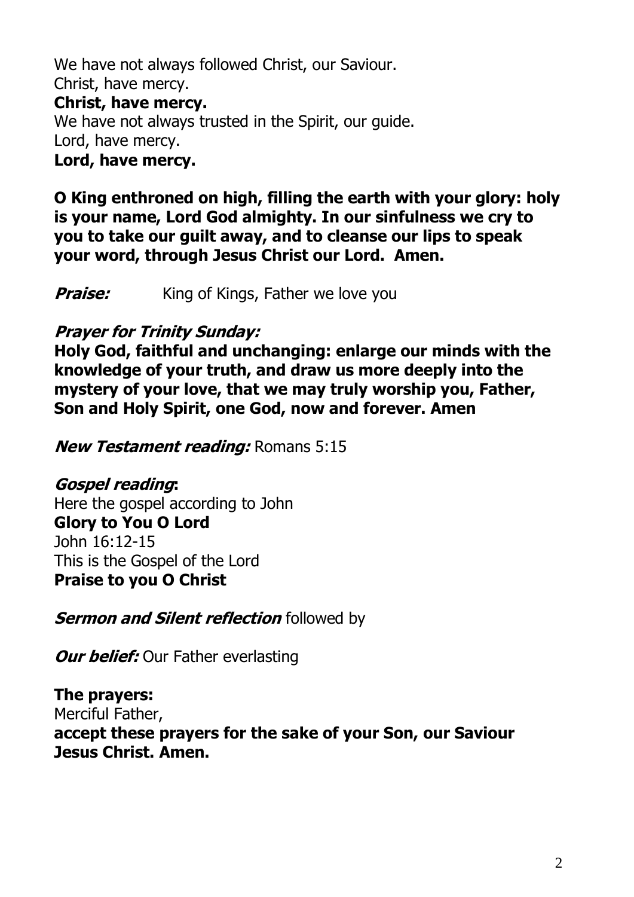We have not always followed Christ, our Saviour.
Christ, have mercy.
**Christ, have mercy.**
We have not always trusted in the Spirit, our guide.
Lord, have mercy.
**Lord, have mercy.**

**O King enthroned on high, filling the earth with your glory: holy is your name, Lord God almighty. In our sinfulness we cry to you to take our guilt away, and to cleanse our lips to speak your word, through Jesus Christ our Lord. Amen.**

***Praise:*** King of Kings, Father we love you

***Prayer for Trinity Sunday:***
**Holy God, faithful and unchanging: enlarge our minds with the knowledge of your truth, and draw us more deeply into the mystery of your love, that we may truly worship you, Father, Son and Holy Spirit, one God, now and forever. Amen**

***New Testament reading:*** Romans 5:15

***Gospel reading*:**
Here the gospel according to John
**Glory to You O Lord**
John 16:12-15
This is the Gospel of the Lord
**Praise to you O Christ**

***Sermon and Silent reflection*** followed by

***Our belief:*** Our Father everlasting

**The prayers:**
Merciful Father,
**accept these prayers for the sake of your Son, our Saviour Jesus Christ. Amen.**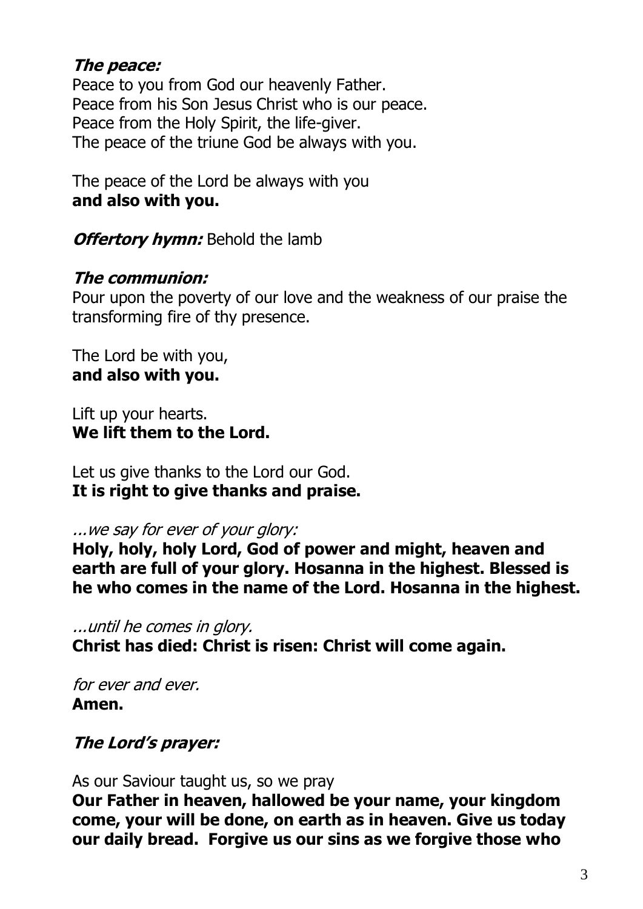***The peace:***
Peace to you from God our heavenly Father.
Peace from his Son Jesus Christ who is our peace.
Peace from the Holy Spirit, the life-giver.
The peace of the triune God be always with you.

The peace of the Lord be always with you
**and also with you.**

***Offertory hymn:*** Behold the lamb

***The communion:***
Pour upon the poverty of our love and the weakness of our praise the transforming fire of thy presence.

The Lord be with you,
**and also with you.**

Lift up your hearts.
**We lift them to the Lord.**

Let us give thanks to the Lord our God.
**It is right to give thanks and praise.**

*...we say for ever of your glory:*
**Holy, holy, holy Lord, God of power and might, heaven and earth are full of your glory. Hosanna in the highest. Blessed is he who comes in the name of the Lord. Hosanna in the highest.**

*...until he comes in glory.*
**Christ has died: Christ is risen: Christ will come again.**

*for ever and ever.*
**Amen.**

***The Lord's prayer:***

As our Saviour taught us, so we pray
**Our Father in heaven, hallowed be your name, your kingdom come, your will be done, on earth as in heaven. Give us today our daily bread. Forgive us our sins as we forgive those who**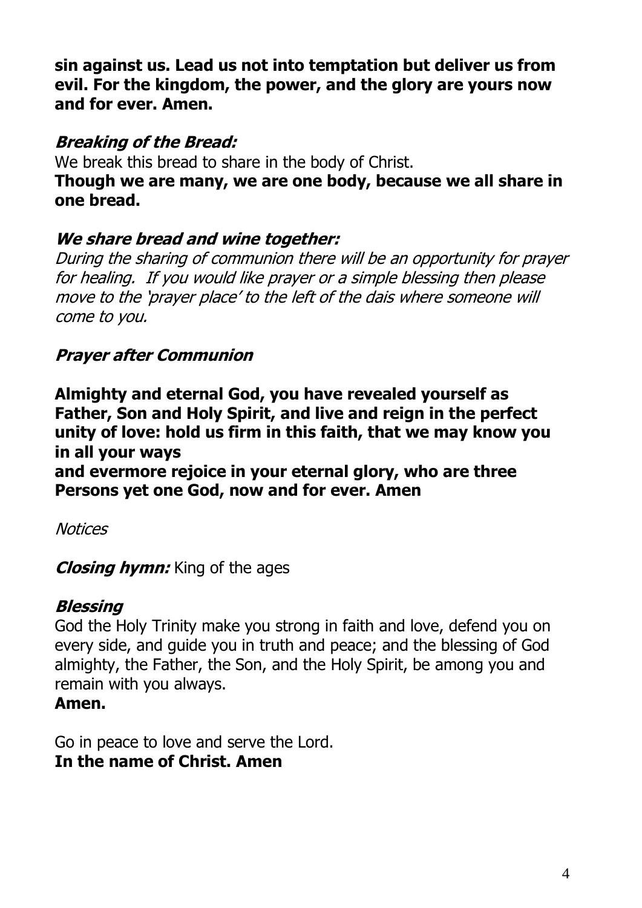**sin against us. Lead us not into temptation but deliver us from evil. For the kingdom, the power, and the glory are yours now and for ever. Amen.**

***Breaking of the Bread:***

We break this bread to share in the body of Christ.
**Though we are many, we are one body, because we all share in one bread.**

***We share bread and wine together:***

*During the sharing of communion there will be an opportunity for prayer for healing. If you would like prayer or a simple blessing then please move to the 'prayer place' to the left of the dais where someone will come to you.*

***Prayer after Communion***

**Almighty and eternal God, you have revealed yourself as Father, Son and Holy Spirit, and live and reign in the perfect unity of love: hold us firm in this faith, that we may know you in all your ways**
**and evermore rejoice in your eternal glory, who are three Persons yet one God, now and for ever. Amen**

*Notices*

***Closing hymn:*** King of the ages

***Blessing***

God the Holy Trinity make you strong in faith and love, defend you on every side, and guide you in truth and peace; and the blessing of God almighty, the Father, the Son, and the Holy Spirit, be among you and remain with you always.
**Amen.**

Go in peace to love and serve the Lord.
**In the name of Christ. Amen**